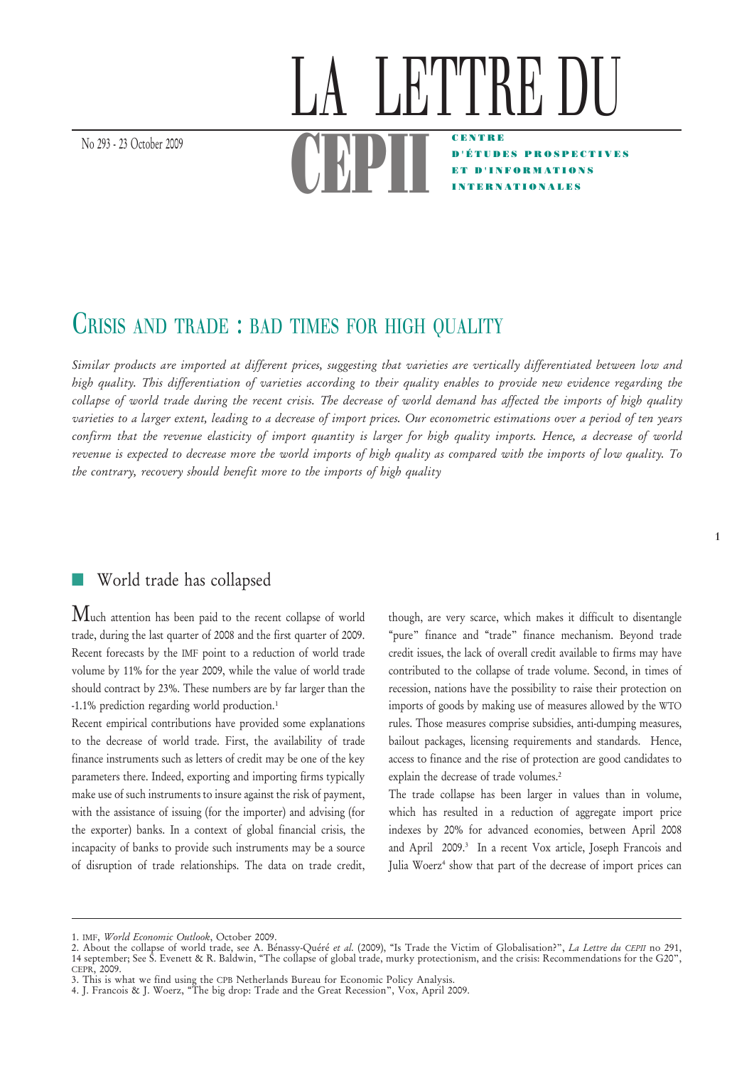# LA LETTRE DU CEPII

No 293 - 23 October 2009

CENTRE D'ÉTUDES PROSPECTIVES ET D'INFORMATIONS INTERNATIONALES

## CRISIS AND TRADE : BAD TIMES FOR HIGH QUALITY

*Similar products are imported at different prices, suggesting that varieties are vertically differentiated between low and high quality. This differentiation of varieties according to their quality enables to provide new evidence regarding the collapse of world trade during the recent crisis. The decrease of world demand has affected the imports of high quality varieties to a larger extent, leading to a decrease of import prices. Our econometric estimations over a period of ten years confirm that the revenue elasticity of import quantity is larger for high quality imports. Hence, a decrease of world revenue is expected to decrease more the world imports of high quality as compared with the imports of low quality. To the contrary, recovery should benefit more to the imports of high quality*

### World trade has collapsed

Much attention has been paid to the recent collapse of world trade, during the last quarter of 2008 and the first quarter of 2009. Recent forecasts by the IMF point to a reduction of world trade volume by 11% for the year 2009, while the value of world trade should contract by 23%. These numbers are by far larger than the -1.1% prediction regarding world production.[1]

Recent empirical contributions have provided some explanations to the decrease of world trade. First, the availability of trade finance instruments such as letters of credit may be one of the key parameters there. Indeed, exporting and importing firms typically make use of such instruments to insure against the risk of payment, with the assistance of issuing (for the importer) and advising (for the exporter) banks. In a context of global financial crisis, the incapacity of banks to provide such instruments may be a source of disruption of trade relationships. The data on trade credit, though, are very scarce, which makes it difficult to disentangle "pure" finance and "trade" finance mechanism. Beyond trade credit issues, the lack of overall credit available to firms may have contributed to the collapse of trade volume. Second, in times of recession, nations have the possibility to raise their protection on imports of goods by making use of measures allowed by the WTO rules. Those measures comprise subsidies, anti-dumping measures, bailout packages, licensing requirements and standards. Hence, access to finance and the rise of protection are good candidates to explain the decrease of trade volumes.[2]

The trade collapse has been larger in values than in volume, which has resulted in a reduction of aggregate import price indexes by 20% for advanced economies, between April 2008 and April 2009.[3] In a recent Vox article, Joseph Francois and Julia Woerz[4] show that part of the decrease of import prices can

---

1. IMF, *World Economic Outlook*, October 2009.
2. About the collapse of world trade, see A. Bénassy-Quéré *et al.* (2009), "Is Trade the Victim of Globalisation?", *La Lettre du CEPII* no 291, 14 september; See S. Evenett & R. Baldwin, "The collapse of global trade, murky protectionism, and the crisis: Recommendations for the G20", CEPR, 2009.
3. This is what we find using the CPB Netherlands Bureau for Economic Policy Analysis.
4. J. Francois & J. Woerz, "The big drop: Trade and the Great Recession", Vox, April 2009.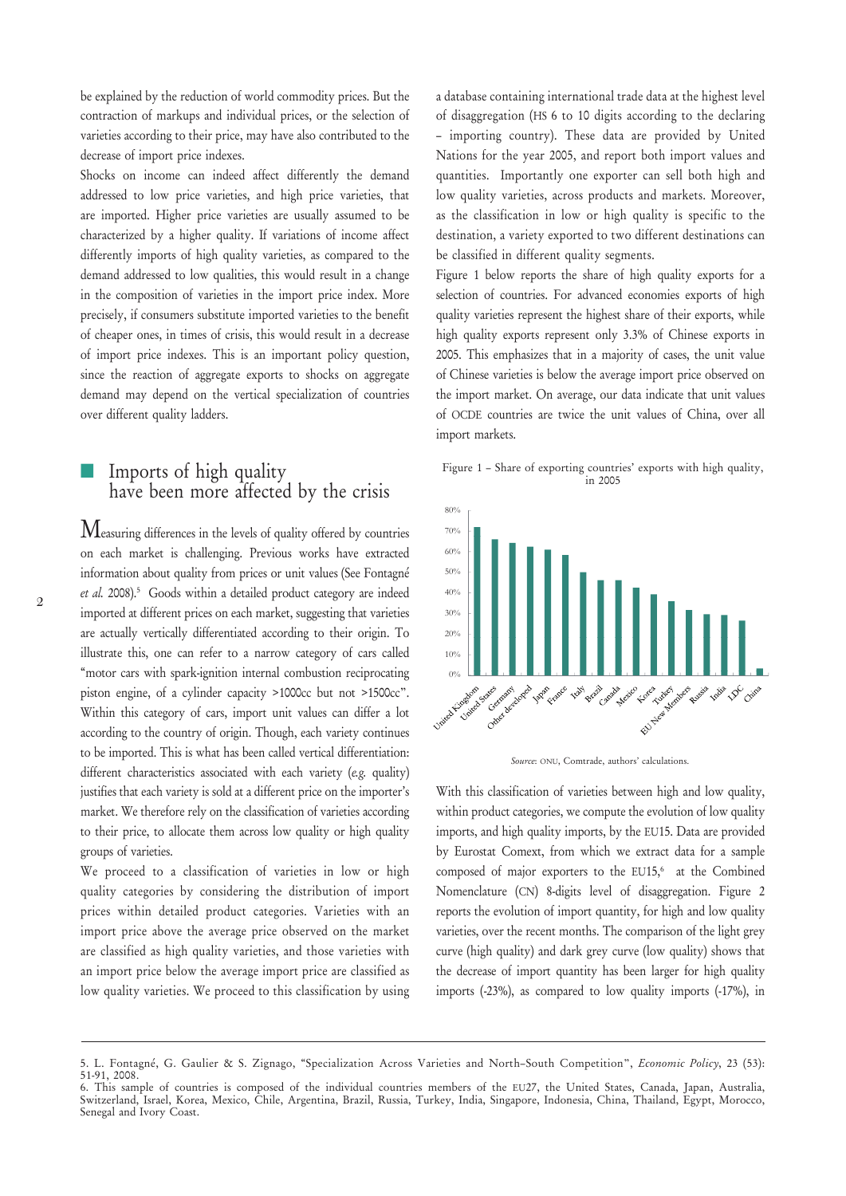be explained by the reduction of world commodity prices. But the contraction of markups and individual prices, or the selection of varieties according to their price, may have also contributed to the decrease of import price indexes.

Shocks on income can indeed affect differently the demand addressed to low price varieties, and high price varieties, that are imported. Higher price varieties are usually assumed to be characterized by a higher quality. If variations of income affect differently imports of high quality varieties, as compared to the demand addressed to low qualities, this would result in a change in the composition of varieties in the import price index. More precisely, if consumers substitute imported varieties to the benefit of cheaper ones, in times of crisis, this would result in a decrease of import price indexes. This is an important policy question, since the reaction of aggregate exports to shocks on aggregate demand may depend on the vertical specialization of countries over different quality ladders.

## Imports of high quality have been more affected by the crisis

Measuring differences in the levels of quality offered by countries on each market is challenging. Previous works have extracted information about quality from prices or unit values (See Fontagné *et al.* 2008).[5] Goods within a detailed product category are indeed imported at different prices on each market, suggesting that varieties are actually vertically differentiated according to their origin. To illustrate this, one can refer to a narrow category of cars called "motor cars with spark-ignition internal combustion reciprocating piston engine, of a cylinder capacity >1000cc but not >1500cc". Within this category of cars, import unit values can differ a lot according to the country of origin. Though, each variety continues to be imported. This is what has been called vertical differentiation: different characteristics associated with each variety (*e.g.* quality) justifies that each variety is sold at a different price on the importer's market. We therefore rely on the classification of varieties according to their price, to allocate them across low quality or high quality groups of varieties.

We proceed to a classification of varieties in low or high quality categories by considering the distribution of import prices within detailed product categories. Varieties with an import price above the average price observed on the market are classified as high quality varieties, and those varieties with an import price below the average import price are classified as low quality varieties. We proceed to this classification by using a database containing international trade data at the highest level of disaggregation (HS 6 to 10 digits according to the declaring – importing country). These data are provided by United Nations for the year 2005, and report both import values and quantities. Importantly one exporter can sell both high and low quality varieties, across products and markets. Moreover, as the classification in low or high quality is specific to the destination, a variety exported to two different destinations can be classified in different quality segments.

Figure 1 below reports the share of high quality exports for a selection of countries. For advanced economies exports of high quality varieties represent the highest share of their exports, while high quality exports represent only 3.3% of Chinese exports in 2005. This emphasizes that in a majority of cases, the unit value of Chinese varieties is below the average import price observed on the import market. On average, our data indicate that unit values of OCDE countries are twice the unit values of China, over all import markets.

Figure 1 – Share of exporting countries' exports with high quality, in 2005

*Source*: ONU, Comtrade, authors' calculations.

With this classification of varieties between high and low quality, within product categories, we compute the evolution of low quality imports, and high quality imports, by the EU15. Data are provided by Eurostat Comext, from which we extract data for a sample composed of major exporters to the EU15,[6] at the Combined Nomenclature (CN) 8-digits level of disaggregation. Figure 2 reports the evolution of import quantity, for high and low quality varieties, over the recent months. The comparison of the light grey curve (high quality) and dark grey curve (low quality) shows that the decrease of import quantity has been larger for high quality imports (-23%), as compared to low quality imports (-17%), in

---

5. L. Fontagné, G. Gaulier & S. Zignago, "Specialization Across Varieties and North-South Competition", *Economic Policy*, 23 (53): 51-91, 2008.

6. This sample of countries is composed of the individual countries members of the EU27, the United States, Canada, Japan, Australia, Switzerland, Israel, Korea, Mexico, Chile, Argentina, Brazil, Russia, Turkey, India, Singapore, Indonesia, China, Thailand, Egypt, Morocco, Senegal and Ivory Coast.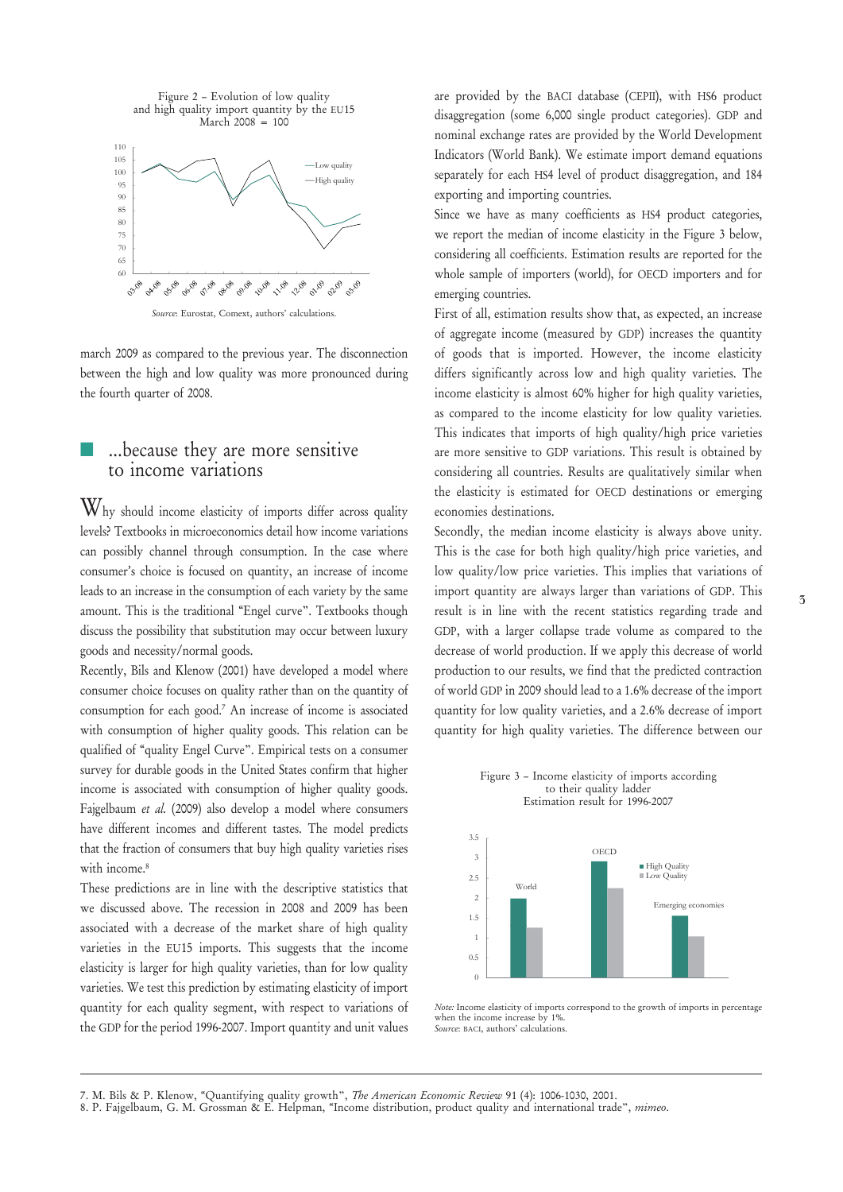Figure 2 – Evolution of low quality and high quality import quantity by the EU15
March 2008 = 100

*Source*: Eurostat, Comext, authors' calculations.

march 2009 as compared to the previous year. The disconnection between the high and low quality was more pronounced during the fourth quarter of 2008.

## ...because they are more sensitive to income variations

Why should income elasticity of imports differ across quality levels? Textbooks in microeconomics detail how income variations can possibly channel through consumption. In the case where consumer's choice is focused on quantity, an increase of income leads to an increase in the consumption of each variety by the same amount. This is the traditional "Engel curve". Textbooks though discuss the possibility that substitution may occur between luxury goods and necessity/normal goods.

Recently, Bils and Klenow (2001) have developed a model where consumer choice focuses on quality rather than on the quantity of consumption for each good.[7] An increase of income is associated with consumption of higher quality goods. This relation can be qualified of "quality Engel Curve". Empirical tests on a consumer survey for durable goods in the United States confirm that higher income is associated with consumption of higher quality goods. Fajgelbaum *et al*. (2009) also develop a model where consumers have different incomes and different tastes. The model predicts that the fraction of consumers that buy high quality varieties rises with income.[8]

These predictions are in line with the descriptive statistics that we discussed above. The recession in 2008 and 2009 has been associated with a decrease of the market share of high quality varieties in the EU15 imports. This suggests that the income elasticity is larger for high quality varieties, than for low quality varieties. We test this prediction by estimating elasticity of import quantity for each quality segment, with respect to variations of the GDP for the period 1996-2007. Import quantity and unit values are provided by the BACI database (CEPII), with HS6 product disaggregation (some 6,000 single product categories). GDP and nominal exchange rates are provided by the World Development Indicators (World Bank). We estimate import demand equations separately for each HS4 level of product disaggregation, and 184 exporting and importing countries.

Since we have as many coefficients as HS4 product categories, we report the median of income elasticity in the Figure 3 below, considering all coefficients. Estimation results are reported for the whole sample of importers (world), for OECD importers and for emerging countries.

First of all, estimation results show that, as expected, an increase of aggregate income (measured by GDP) increases the quantity of goods that is imported. However, the income elasticity differs significantly across low and high quality varieties. The income elasticity is almost 60% higher for high quality varieties, as compared to the income elasticity for low quality varieties. This indicates that imports of high quality/high price varieties are more sensitive to GDP variations. This result is obtained by considering all countries. Results are qualitatively similar when the elasticity is estimated for OECD destinations or emerging economies destinations.

Secondly, the median income elasticity is always above unity. This is the case for both high quality/high price varieties, and low quality/low price varieties. This implies that variations of import quantity are always larger than variations of GDP. This result is in line with the recent statistics regarding trade and GDP, with a larger collapse trade volume as compared to the decrease of world production. If we apply this decrease of world production to our results, we find that the predicted contraction of world GDP in 2009 should lead to a 1.6% decrease of the import quantity for low quality varieties, and a 2.6% decrease of import quantity for high quality varieties. The difference between our

Figure 3 – Income elasticity of imports according to their quality ladder
Estimation result for 1996-2007

*Note:* Income elasticity of imports correspond to the growth of imports in percentage when the income increase by 1%.
*Source*: BACI, authors' calculations.

7. M. Bils & P. Klenow, "Quantifying quality growth", *The American Economic Review* 91 (4): 1006-1030, 2001.
8. P. Fajgelbaum, G. M. Grossman & E. Helpman, "Income distribution, product quality and international trade", *mimeo*.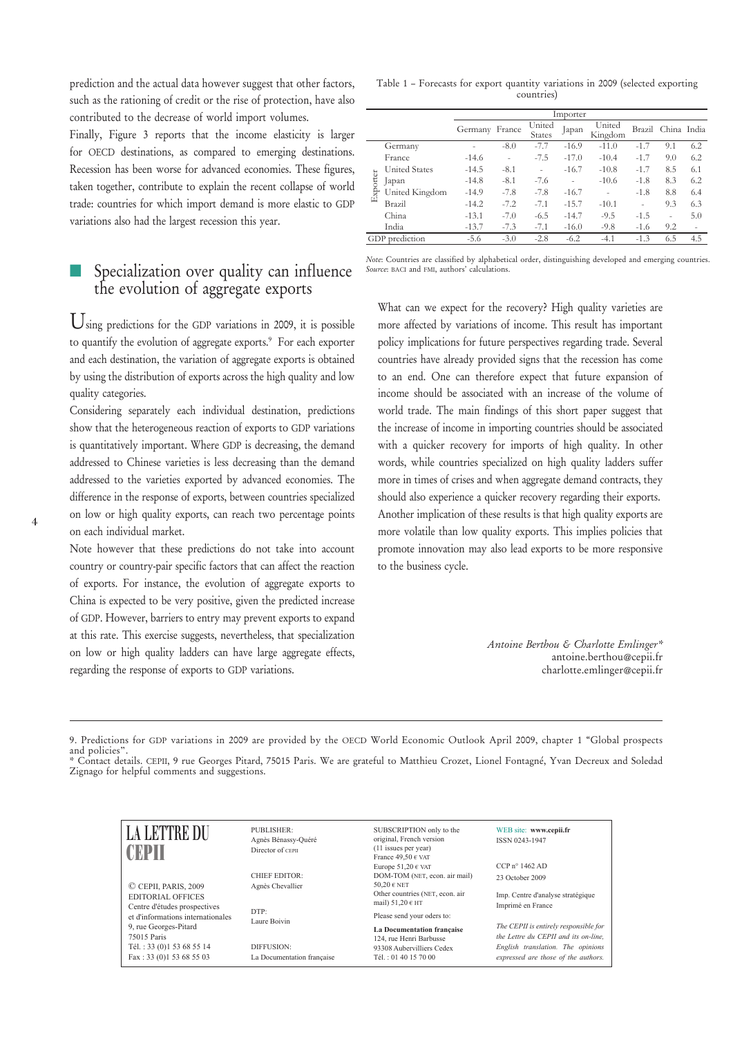prediction and the actual data however suggest that other factors, such as the rationing of credit or the rise of protection, have also contributed to the decrease of world import volumes.

Finally, Figure 3 reports that the income elasticity is larger for OECD destinations, as compared to emerging destinations. Recession has been worse for advanced economies. These figures, taken together, contribute to explain the recent collapse of world trade: countries for which import demand is more elastic to GDP variations also had the largest recession this year.

## Specialization over quality can influence the evolution of aggregate exports

Using predictions for the GDP variations in 2009, it is possible to quantify the evolution of aggregate exports.[9] For each exporter and each destination, the variation of aggregate exports is obtained by using the distribution of exports across the high quality and low quality categories.

Considering separately each individual destination, predictions show that the heterogeneous reaction of exports to GDP variations is quantitatively important. Where GDP is decreasing, the demand addressed to Chinese varieties is less decreasing than the demand addressed to the varieties exported by advanced economies. The difference in the response of exports, between countries specialized on low or high quality exports, can reach two percentage points on each individual market.

Note however that these predictions do not take into account country or country-pair specific factors that can affect the reaction of exports. For instance, the evolution of aggregate exports to China is expected to be very positive, given the predicted increase of GDP. However, barriers to entry may prevent exports to expand at this rate. This exercise suggests, nevertheless, that specialization on low or high quality ladders can have large aggregate effects, regarding the response of exports to GDP variations.

Table 1 – Forecasts for export quantity variations in 2009 (selected exporting countries)

| | | Importer | | | | | | | |
|---|---|---|---|---|---|---|---|---|---|
| | | Germany | France | United States | Japan | United Kingdom | Brazil | China | India |
| Exporter | Germany | - | -8.0 | -7.7 | -16.9 | -11.0 | -1.7 | 9.1 | 6.2 |
| | France | -14.6 | - | -7.5 | -17.0 | -10.4 | -1.7 | 9.0 | 6.2 |
| | United States | -14.5 | -8.1 | - | -16.7 | -10.8 | -1.7 | 8.5 | 6.1 |
| | Japan | -14.8 | -8.1 | -7.6 | - | -10.6 | -1.8 | 8.3 | 6.2 |
| | United Kingdom | -14.9 | -7.8 | -7.8 | -16.7 | - | -1.8 | 8.8 | 6.4 |
| | Brazil | -14.2 | -7.2 | -7.1 | -15.7 | -10.1 | - | 9.3 | 6.3 |
| | China | -13.1 | -7.0 | -6.5 | -14.7 | -9.5 | -1.5 | - | 5.0 |
| | India | -13.7 | -7.3 | -7.1 | -16.0 | -9.8 | -1.6 | 9.2 | - |
| GDP prediction | | -5.6 | -3.0 | -2.8 | -6.2 | -4.1 | -1.3 | 6.5 | 4.5 |

*Note*: Countries are classified by alphabetical order, distinguishing developed and emerging countries.
*Source*: BACI and FMI, authors' calculations.

What can we expect for the recovery? High quality varieties are more affected by variations of income. This result has important policy implications for future perspectives regarding trade. Several countries have already provided signs that the recession has come to an end. One can therefore expect that future expansion of income should be associated with an increase of the volume of world trade. The main findings of this short paper suggest that the increase of income in importing countries should be associated with a quicker recovery for imports of high quality. In other words, while countries specialized on high quality ladders suffer more in times of crises and when aggregate demand contracts, they should also experience a quicker recovery regarding their exports. Another implication of these results is that high quality exports are more volatile than low quality exports. This implies policies that promote innovation may also lead exports to be more responsive to the business cycle.

*Antoine Berthou & Charlotte Emlinger**
antoine.berthou@cepii.fr
charlotte.emlinger@cepii.fr

---

9. Predictions for GDP variations in 2009 are provided by the OECD World Economic Outlook April 2009, chapter 1 "Global prospects and policies".

\* Contact details. CEPII, 9 rue Georges Pitard, 75015 Paris. We are grateful to Matthieu Crozet, Lionel Fontagné, Yvan Decreux and Soledad Zignago for helpful comments and suggestions.

---

**LA LETTRE DU CEPII**

© CEPII, PARIS, 2009
EDITORIAL OFFICES
Centre d'études prospectives et d'informations internationales
9, rue Georges-Pitard
75015 Paris
Tél. : 33 (0)1 53 68 55 14
Fax : 33 (0)1 53 68 55 03

PUBLISHER:
Agnès Bénassy-Quéré
Director of CEPII

CHIEF EDITOR:
Agnès Chevallier

DTP:
Laure Boivin

DIFFUSION:
La Documentation française

SUBSCRIPTION only to the original, French version
(11 issues per year)
France 49,50 € VAT
Europe 51,20 € VAT
DOM-TOM (NET, econ. air mail) 50,20 € NET
Other countries (NET, econ. air mail) 51,20 € HT

Please send your oders to:

**La Documentation française**
124, rue Henri Barbusse
93308 Aubervilliers Cedex
Tél. : 01 40 15 70 00

WEB site: **www.cepii.fr**
ISSN 0243-1947

CCP n° 1462 AD
23 October 2009

Imp. Centre d'analyse stratégique
Imprimé en France

*The CEPII is entirely responsible for the Lettre du CEPII and its on-line, English translation. The opinions expressed are those of the authors.*